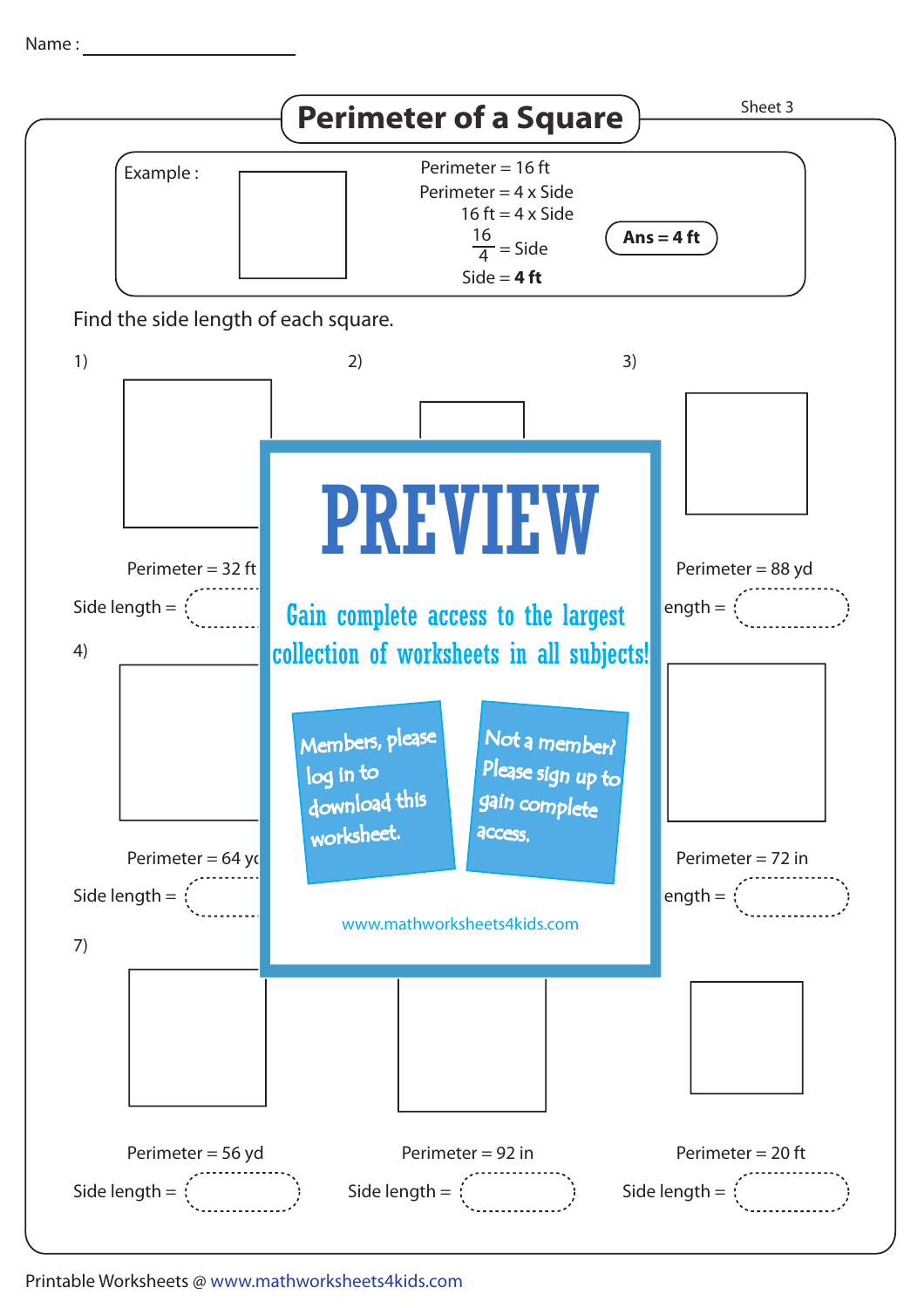Name : ____________________

# Perimeter of a Square

Sheet 3

Example :

Perimeter = 16 ft

Perimeter = 4 x Side

16 ft = 4 x Side

$\frac{16}{4}$ = Side

Side = **4 ft**

**Ans = 4 ft**

Find the side length of each square.

1) Perimeter = 32 ft

Side length =

2)

3) Perimeter = 88 yd

Side length =

4) Perimeter = 64 yd

Side length =

5)

6) Perimeter = 72 in

Side length =

7) Perimeter = 56 yd

Side length =

8) Perimeter = 92 in

Side length =

9) Perimeter = 20 ft

Side length =

PREVIEW

Gain complete access to the largest collection of worksheets in all subjects!

Members, please log in to download this worksheet.

Not a member? Please sign up to gain complete access.

www.mathworksheets4kids.com

Printable Worksheets @ www.mathworksheets4kids.com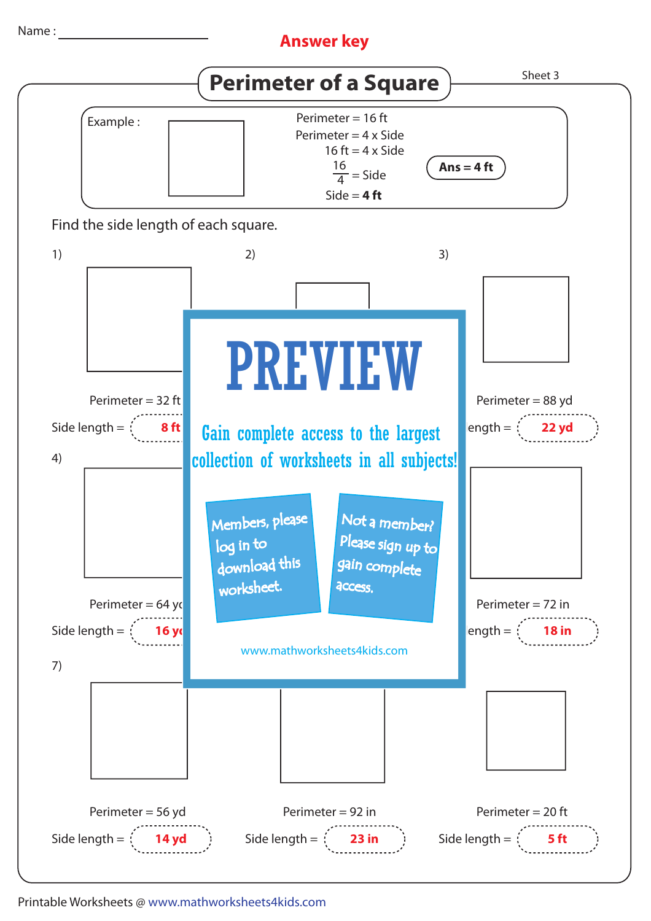Name : ____________________

**Answer key**

# Perimeter of a Square

Sheet 3

Example :

Perimeter = 16 ft

Perimeter = 4 x Side

16 ft = 4 x Side

$\frac{16}{4}$ = Side

Side = **4 ft**

**Ans = 4 ft**

Find the side length of each square.

1)

Perimeter = 32 ft

Side length = **8 ft**

2)

3)

Perimeter = 88 yd

Side length = **22 yd**

4)

Perimeter = 64 yd

Side length = **16 yd**

5)

6)

Perimeter = 72 in

Side length = **18 in**

7)

Perimeter = 56 yd

Side length = **14 yd**

8)

Perimeter = 92 in

Side length = **23 in**

9)

Perimeter = 20 ft

Side length = **5 ft**

PREVIEW

Gain complete access to the largest collection of worksheets in all subjects!

Members, please log in to download this worksheet.

Not a member? Please sign up to gain complete access.

www.mathworksheets4kids.com

Printable Worksheets @ www.mathworksheets4kids.com